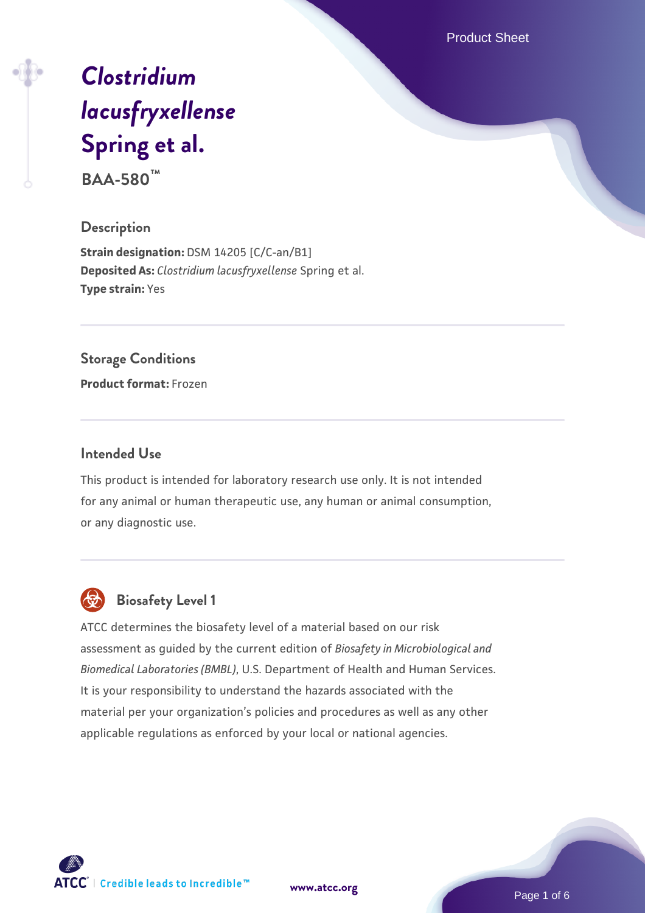# *Clostridium lacusfryxellense* Spring et al.

**BAA-580™**

## Description

**Strain designation:** DSM 14205 [C/C-an/B1]
**Deposited As:** *Clostridium lacusfryxellense* Spring et al.
**Type strain:** Yes

## Storage Conditions

**Product format:** Frozen

## Intended Use

This product is intended for laboratory research use only. It is not intended for any animal or human therapeutic use, any human or animal consumption, or any diagnostic use.

## Biosafety Level 1

ATCC determines the biosafety level of a material based on our risk assessment as guided by the current edition of *Biosafety in Microbiological and Biomedical Laboratories (BMBL)*, U.S. Department of Health and Human Services. It is your responsibility to understand the hazards associated with the material per your organization's policies and procedures as well as any other applicable regulations as enforced by your local or national agencies.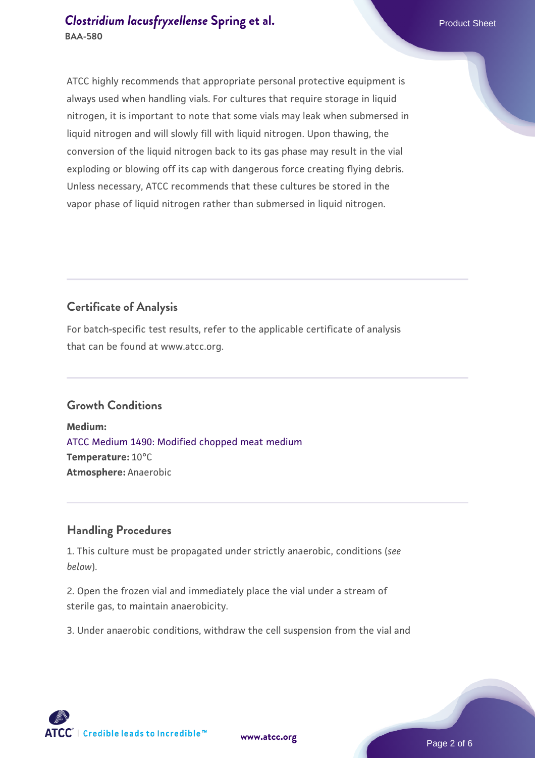ATCC highly recommends that appropriate personal protective equipment is always used when handling vials. For cultures that require storage in liquid nitrogen, it is important to note that some vials may leak when submersed in liquid nitrogen and will slowly fill with liquid nitrogen. Upon thawing, the conversion of the liquid nitrogen back to its gas phase may result in the vial exploding or blowing off its cap with dangerous force creating flying debris. Unless necessary, ATCC recommends that these cultures be stored in the vapor phase of liquid nitrogen rather than submersed in liquid nitrogen.

## Certificate of Analysis

For batch-specific test results, refer to the applicable certificate of analysis that can be found at www.atcc.org.

## Growth Conditions

**Medium:**
ATCC Medium 1490: Modified chopped meat medium
**Temperature:** 10°C
**Atmosphere:** Anaerobic

## Handling Procedures

1. This culture must be propagated under strictly anaerobic, conditions (*see below*).

2. Open the frozen vial and immediately place the vial under a stream of sterile gas, to maintain anaerobicity.

3. Under anaerobic conditions, withdraw the cell suspension from the vial and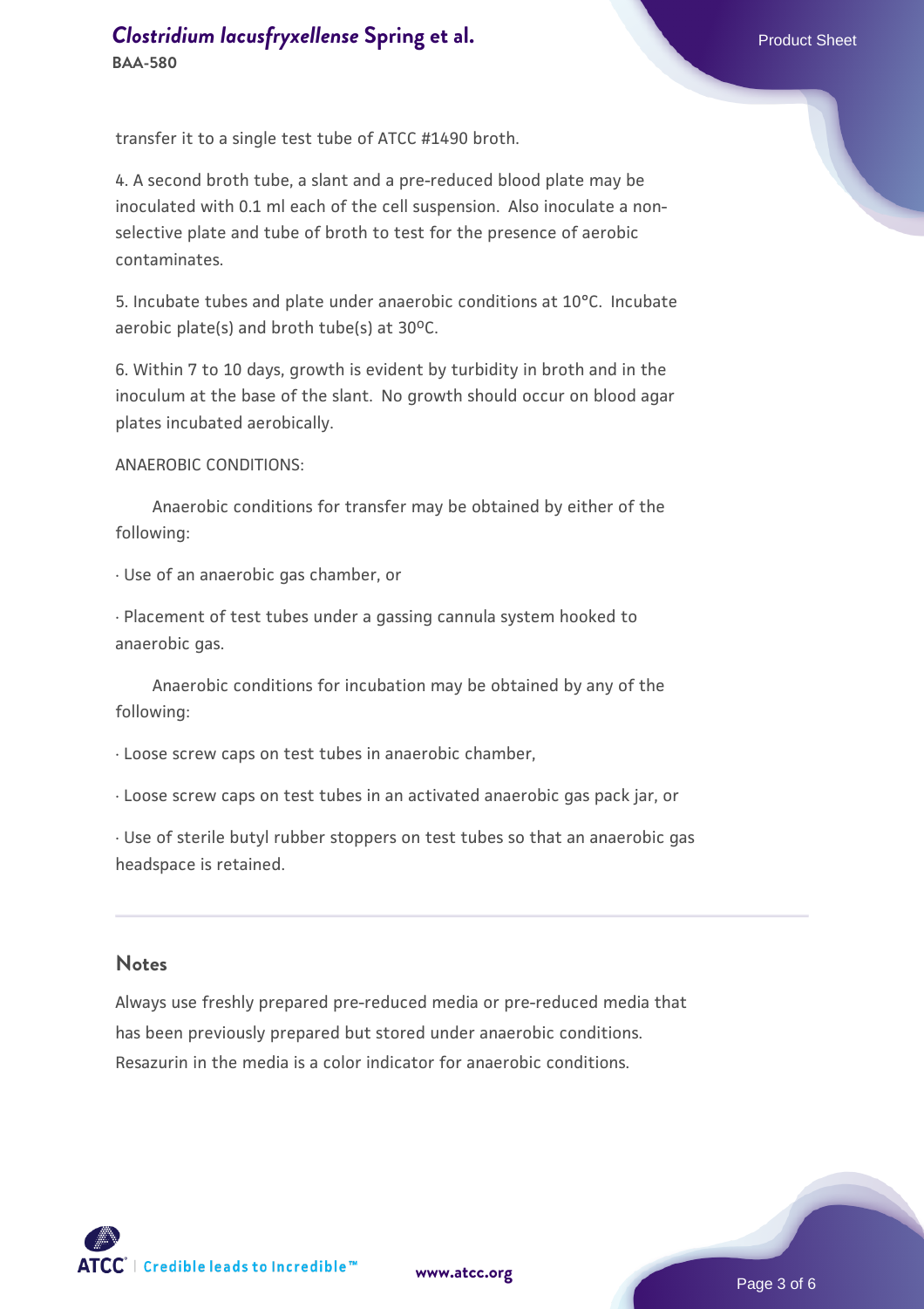transfer it to a single test tube of ATCC #1490 broth.

4. A second broth tube, a slant and a pre-reduced blood plate may be inoculated with 0.1 ml each of the cell suspension. Also inoculate a non-selective plate and tube of broth to test for the presence of aerobic contaminates.

5. Incubate tubes and plate under anaerobic conditions at 10°C. Incubate aerobic plate(s) and broth tube(s) at 30ºC.

6. Within 7 to 10 days, growth is evident by turbidity in broth and in the inoculum at the base of the slant. No growth should occur on blood agar plates incubated aerobically.

ANAEROBIC CONDITIONS:

Anaerobic conditions for transfer may be obtained by either of the following:

· Use of an anaerobic gas chamber, or

· Placement of test tubes under a gassing cannula system hooked to anaerobic gas.

Anaerobic conditions for incubation may be obtained by any of the following:

· Loose screw caps on test tubes in anaerobic chamber,

· Loose screw caps on test tubes in an activated anaerobic gas pack jar, or

· Use of sterile butyl rubber stoppers on test tubes so that an anaerobic gas headspace is retained.

## Notes

Always use freshly prepared pre-reduced media or pre-reduced media that has been previously prepared but stored under anaerobic conditions. Resazurin in the media is a color indicator for anaerobic conditions.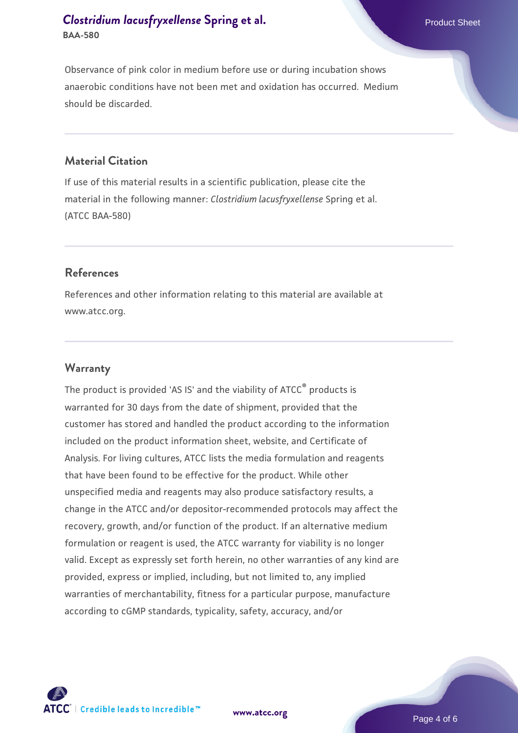Observance of pink color in medium before use or during incubation shows anaerobic conditions have not been met and oxidation has occurred. Medium should be discarded.

## Material Citation

If use of this material results in a scientific publication, please cite the material in the following manner: *Clostridium lacusfryxellense* Spring et al. (ATCC BAA-580)

## References

References and other information relating to this material are available at www.atcc.org.

## Warranty

The product is provided 'AS IS' and the viability of ATCC® products is warranted for 30 days from the date of shipment, provided that the customer has stored and handled the product according to the information included on the product information sheet, website, and Certificate of Analysis. For living cultures, ATCC lists the media formulation and reagents that have been found to be effective for the product. While other unspecified media and reagents may also produce satisfactory results, a change in the ATCC and/or depositor-recommended protocols may affect the recovery, growth, and/or function of the product. If an alternative medium formulation or reagent is used, the ATCC warranty for viability is no longer valid. Except as expressly set forth herein, no other warranties of any kind are provided, express or implied, including, but not limited to, any implied warranties of merchantability, fitness for a particular purpose, manufacture according to cGMP standards, typicality, safety, accuracy, and/or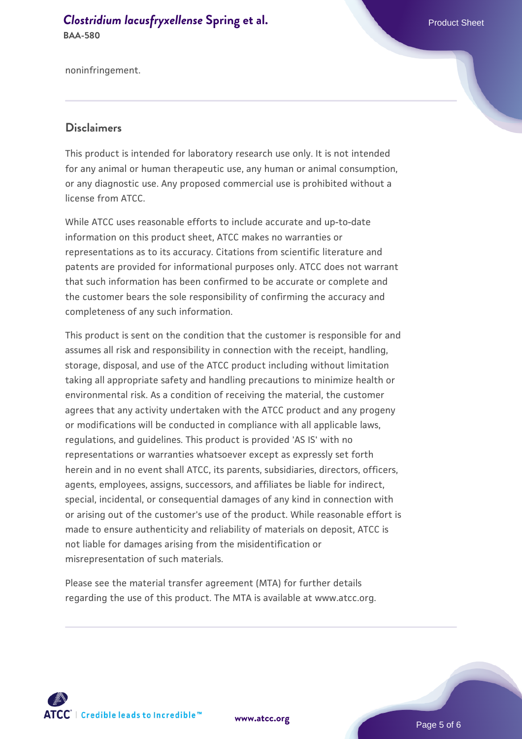noninfringement.

## Disclaimers

This product is intended for laboratory research use only. It is not intended for any animal or human therapeutic use, any human or animal consumption, or any diagnostic use. Any proposed commercial use is prohibited without a license from ATCC.

While ATCC uses reasonable efforts to include accurate and up-to-date information on this product sheet, ATCC makes no warranties or representations as to its accuracy. Citations from scientific literature and patents are provided for informational purposes only. ATCC does not warrant that such information has been confirmed to be accurate or complete and the customer bears the sole responsibility of confirming the accuracy and completeness of any such information.

This product is sent on the condition that the customer is responsible for and assumes all risk and responsibility in connection with the receipt, handling, storage, disposal, and use of the ATCC product including without limitation taking all appropriate safety and handling precautions to minimize health or environmental risk. As a condition of receiving the material, the customer agrees that any activity undertaken with the ATCC product and any progeny or modifications will be conducted in compliance with all applicable laws, regulations, and guidelines. This product is provided 'AS IS' with no representations or warranties whatsoever except as expressly set forth herein and in no event shall ATCC, its parents, subsidiaries, directors, officers, agents, employees, assigns, successors, and affiliates be liable for indirect, special, incidental, or consequential damages of any kind in connection with or arising out of the customer's use of the product. While reasonable effort is made to ensure authenticity and reliability of materials on deposit, ATCC is not liable for damages arising from the misidentification or misrepresentation of such materials.

Please see the material transfer agreement (MTA) for further details regarding the use of this product. The MTA is available at www.atcc.org.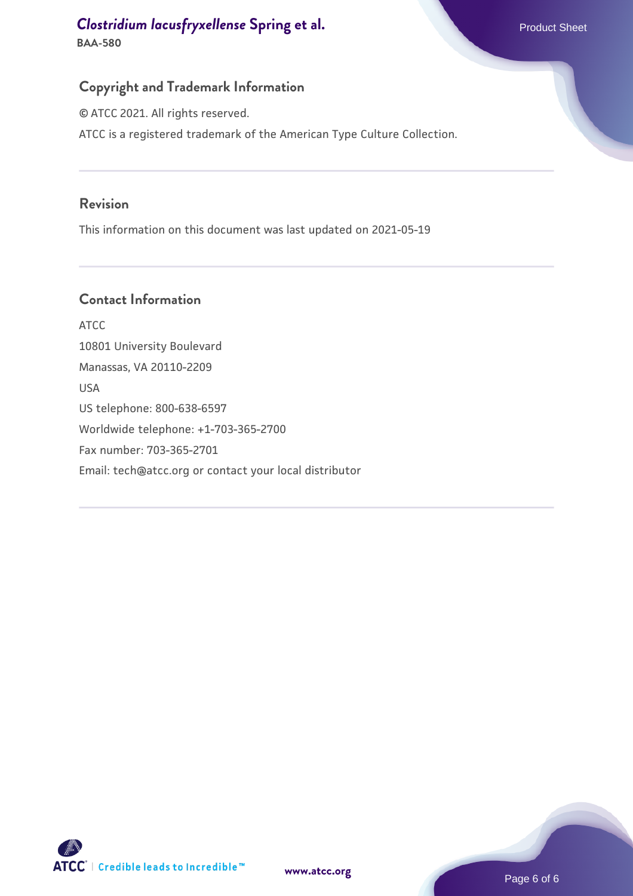## Copyright and Trademark Information

© ATCC 2021. All rights reserved.

ATCC is a registered trademark of the American Type Culture Collection.

## Revision

This information on this document was last updated on 2021-05-19

## Contact Information

ATCC
10801 University Boulevard
Manassas, VA 20110-2209
USA
US telephone: 800-638-6597
Worldwide telephone: +1-703-365-2700
Fax number: 703-365-2701
Email: tech@atcc.org or contact your local distributor